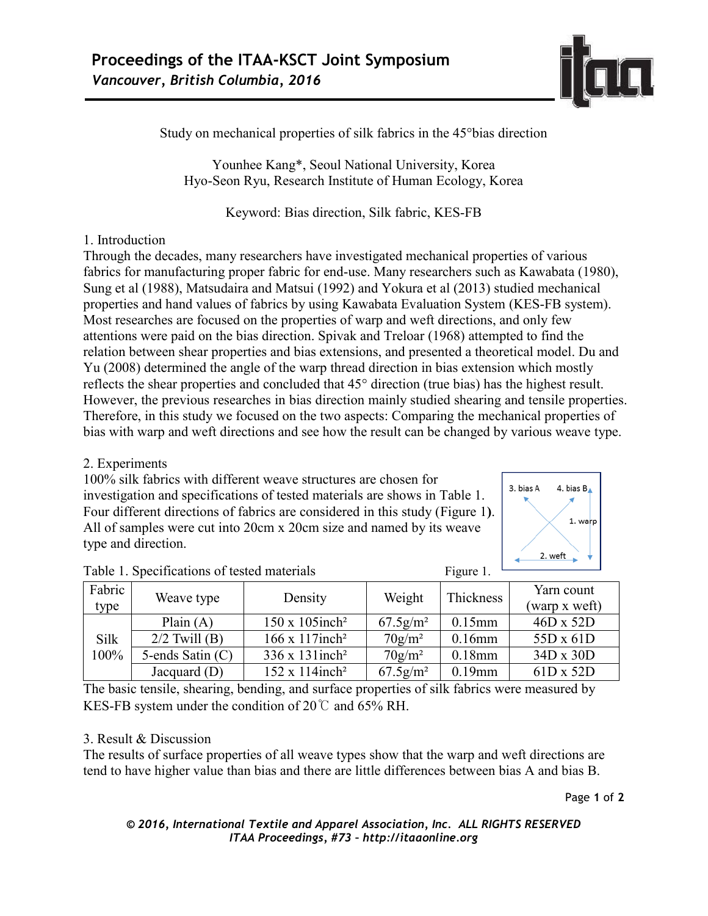Study on mechanical properties of silk fabrics in the 45°bias direction

Younhee Kang*, Seoul National University, Korea
Hyo-Seon Ryu, Research Institute of Human Ecology, Korea

Keyword: Bias direction, Silk fabric, KES-FB

## 1. Introduction

Through the decades, many researchers have investigated mechanical properties of various fabrics for manufacturing proper fabric for end-use. Many researchers such as Kawabata (1980), Sung et al (1988), Matsudaira and Matsui (1992) and Yokura et al (2013) studied mechanical properties and hand values of fabrics by using Kawabata Evaluation System (KES-FB system). Most researches are focused on the properties of warp and weft directions, and only few attentions were paid on the bias direction. Spivak and Treloar (1968) attempted to find the relation between shear properties and bias extensions, and presented a theoretical model. Du and Yu (2008) determined the angle of the warp thread direction in bias extension which mostly reflects the shear properties and concluded that 45° direction (true bias) has the highest result. However, the previous researches in bias direction mainly studied shearing and tensile properties. Therefore, in this study we focused on the two aspects: Comparing the mechanical properties of bias with warp and weft directions and see how the result can be changed by various weave type.

## 2. Experiments

100% silk fabrics with different weave structures are chosen for investigation and specifications of tested materials are shows in Table 1. Four different directions of fabrics are considered in this study (Figure 1**)**. All of samples were cut into 20cm x 20cm size and named by its weave type and direction.

3. bias A 4. bias B 1. warp 2. weft

Figure 1.

Table 1. Specifications of tested materials

| Fabric type | Weave type | Density | Weight | Thickness | Yarn count (warp x weft) |
|---|---|---|---|---|---|
| Silk 100% | Plain (A) | 150 x 105inch² | 67.5g/m² | 0.15mm | 46D x 52D |
| | 2/2 Twill (B) | 166 x 117inch² | 70g/m² | 0.16mm | 55D x 61D |
| | 5-ends Satin (C) | 336 x 131inch² | 70g/m² | 0.18mm | 34D x 30D |
| | Jacquard (D) | 152 x 114inch² | 67.5g/m² | 0.19mm | 61D x 52D |

The basic tensile, shearing, bending, and surface properties of silk fabrics were measured by KES-FB system under the condition of 20℃ and 65% RH.

## 3. Result & Discussion

The results of surface properties of all weave types show that the warp and weft directions are tend to have higher value than bias and there are little differences between bias A and bias B.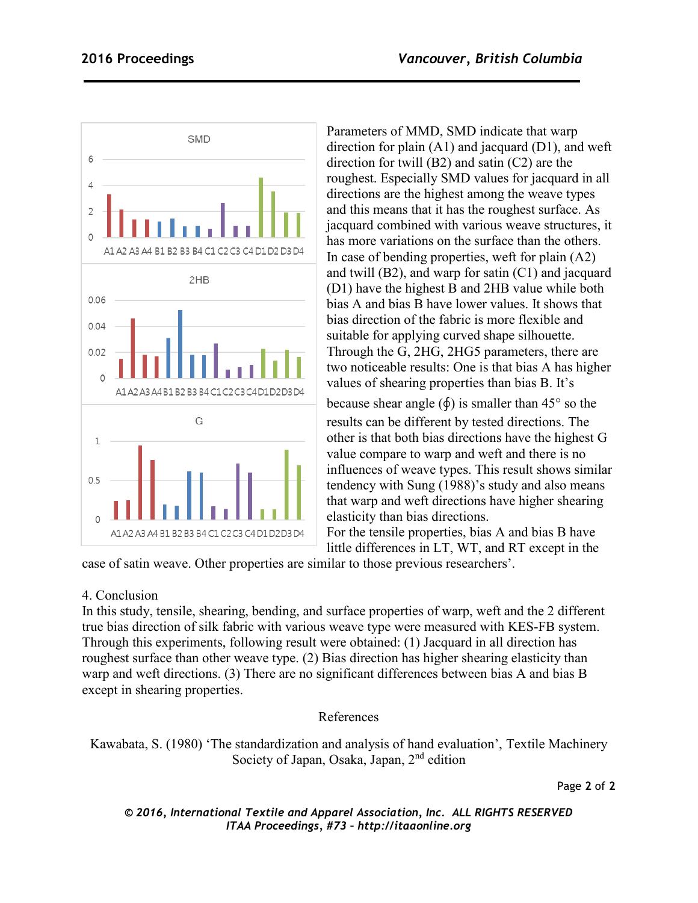SMD

6

4

2

0

A1 A2 A3 A4 B1 B2 B3 B4 C1 C2 C3 C4 D1 D2 D3 D4

2HB

0.06

0.04

0.02

0

A1 A2 A3 A4 B1 B2 B3 B4 C1 C2 C3 C4 D1 D2 D3 D4

G

1

0.5

0

A1 A2 A3 A4 B1 B2 B3 B4 C1 C2 C3 C4 D1 D2 D3 D4

Parameters of MMD, SMD indicate that warp direction for plain (A1) and jacquard (D1), and weft direction for twill (B2) and satin (C2) are the roughest. Especially SMD values for jacquard in all directions are the highest among the weave types and this means that it has the roughest surface. As jacquard combined with various weave structures, it has more variations on the surface than the others. In case of bending properties, weft for plain (A2) and twill (B2), and warp for satin (C1) and jacquard (D1) have the highest B and 2HB value while both bias A and bias B have lower values. It shows that bias direction of the fabric is more flexible and suitable for applying curved shape silhouette. Through the G, 2HG, 2HG5 parameters, there are two noticeable results: One is that bias A has higher values of shearing properties than bias B. It's because shear angle ($\oint$) is smaller than 45° so the results can be different by tested directions. The other is that both bias directions have the highest G value compare to warp and weft and there is no influences of weave types. This result shows similar tendency with Sung (1988)'s study and also means that warp and weft directions have higher shearing elasticity than bias directions.
For the tensile properties, bias A and bias B have little differences in LT, WT, and RT except in the case of satin weave. Other properties are similar to those previous researchers'.

## 4. Conclusion

In this study, tensile, shearing, bending, and surface properties of warp, weft and the 2 different true bias direction of silk fabric with various weave type were measured with KES-FB system. Through this experiments, following result were obtained: (1) Jacquard in all direction has roughest surface than other weave type. (2) Bias direction has higher shearing elasticity than warp and weft directions. (3) There are no significant differences between bias A and bias B except in shearing properties.

## References

Kawabata, S. (1980) 'The standardization and analysis of hand evaluation', Textile Machinery Society of Japan, Osaka, Japan, 2nd edition